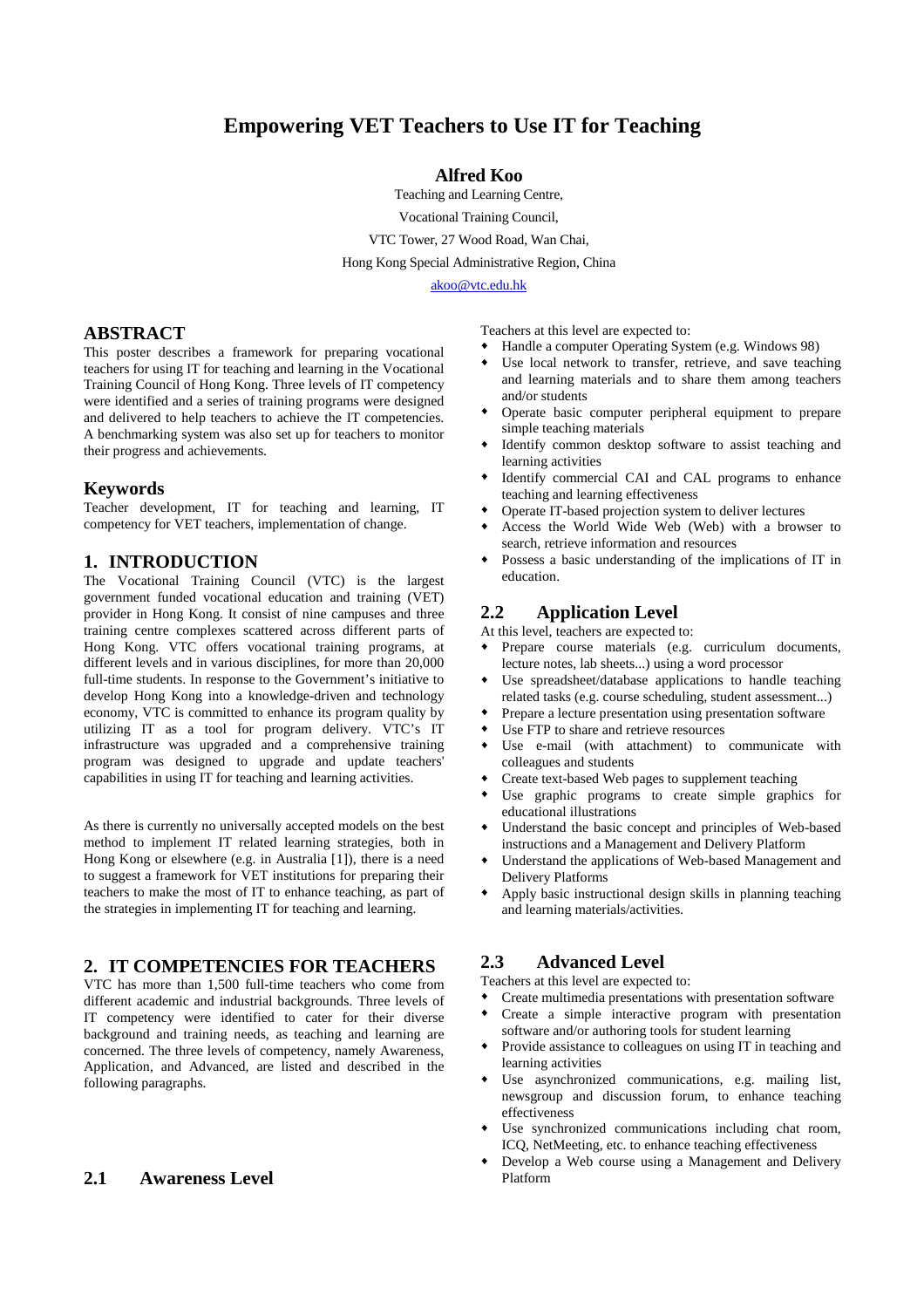# Empowering VET Teachers to Use IT for Teaching

**Alfred Koo**

Teaching and Learning Centre,

Vocational Training Council,

VTC Tower, 27 Wood Road, Wan Chai,

Hong Kong Special Administrative Region, China

akoo@vtc.edu.hk

## ABSTRACT

This poster describes a framework for preparing vocational teachers for using IT for teaching and learning in the Vocational Training Council of Hong Kong. Three levels of IT competency were identified and a series of training programs were designed and delivered to help teachers to achieve the IT competencies. A benchmarking system was also set up for teachers to monitor their progress and achievements.

## Keywords

Teacher development, IT for teaching and learning, IT competency for VET teachers, implementation of change.

## 1. INTRODUCTION

The Vocational Training Council (VTC) is the largest government funded vocational education and training (VET) provider in Hong Kong. It consist of nine campuses and three training centre complexes scattered across different parts of Hong Kong. VTC offers vocational training programs, at different levels and in various disciplines, for more than 20,000 full-time students. In response to the Government's initiative to develop Hong Kong into a knowledge-driven and technology economy, VTC is committed to enhance its program quality by utilizing IT as a tool for program delivery. VTC's IT infrastructure was upgraded and a comprehensive training program was designed to upgrade and update teachers' capabilities in using IT for teaching and learning activities.

As there is currently no universally accepted models on the best method to implement IT related learning strategies, both in Hong Kong or elsewhere (e.g. in Australia [1]), there is a need to suggest a framework for VET institutions for preparing their teachers to make the most of IT to enhance teaching, as part of the strategies in implementing IT for teaching and learning.

## 2. IT COMPETENCIES FOR TEACHERS

VTC has more than 1,500 full-time teachers who come from different academic and industrial backgrounds. Three levels of IT competency were identified to cater for their diverse background and training needs, as teaching and learning are concerned. The three levels of competency, namely Awareness, Application, and Advanced, are listed and described in the following paragraphs.

### 2.1 Awareness Level

Teachers at this level are expected to:

- Handle a computer Operating System (e.g. Windows 98)
- Use local network to transfer, retrieve, and save teaching and learning materials and to share them among teachers and/or students
- Operate basic computer peripheral equipment to prepare simple teaching materials
- Identify common desktop software to assist teaching and learning activities
- Identify commercial CAI and CAL programs to enhance teaching and learning effectiveness
- Operate IT-based projection system to deliver lectures
- Access the World Wide Web (Web) with a browser to search, retrieve information and resources
- Possess a basic understanding of the implications of IT in education.

### 2.2 Application Level

At this level, teachers are expected to:

- Prepare course materials (e.g. curriculum documents, lecture notes, lab sheets...) using a word processor
- Use spreadsheet/database applications to handle teaching related tasks (e.g. course scheduling, student assessment...)
- Prepare a lecture presentation using presentation software
- Use FTP to share and retrieve resources
- Use e-mail (with attachment) to communicate with colleagues and students
- Create text-based Web pages to supplement teaching
- Use graphic programs to create simple graphics for educational illustrations
- Understand the basic concept and principles of Web-based instructions and a Management and Delivery Platform
- Understand the applications of Web-based Management and Delivery Platforms
- Apply basic instructional design skills in planning teaching and learning materials/activities.

### 2.3 Advanced Level

Teachers at this level are expected to:

- Create multimedia presentations with presentation software
- Create a simple interactive program with presentation software and/or authoring tools for student learning
- Provide assistance to colleagues on using IT in teaching and learning activities
- Use asynchronized communications, e.g. mailing list, newsgroup and discussion forum, to enhance teaching effectiveness
- Use synchronized communications including chat room, ICQ, NetMeeting, etc. to enhance teaching effectiveness
- Develop a Web course using a Management and Delivery Platform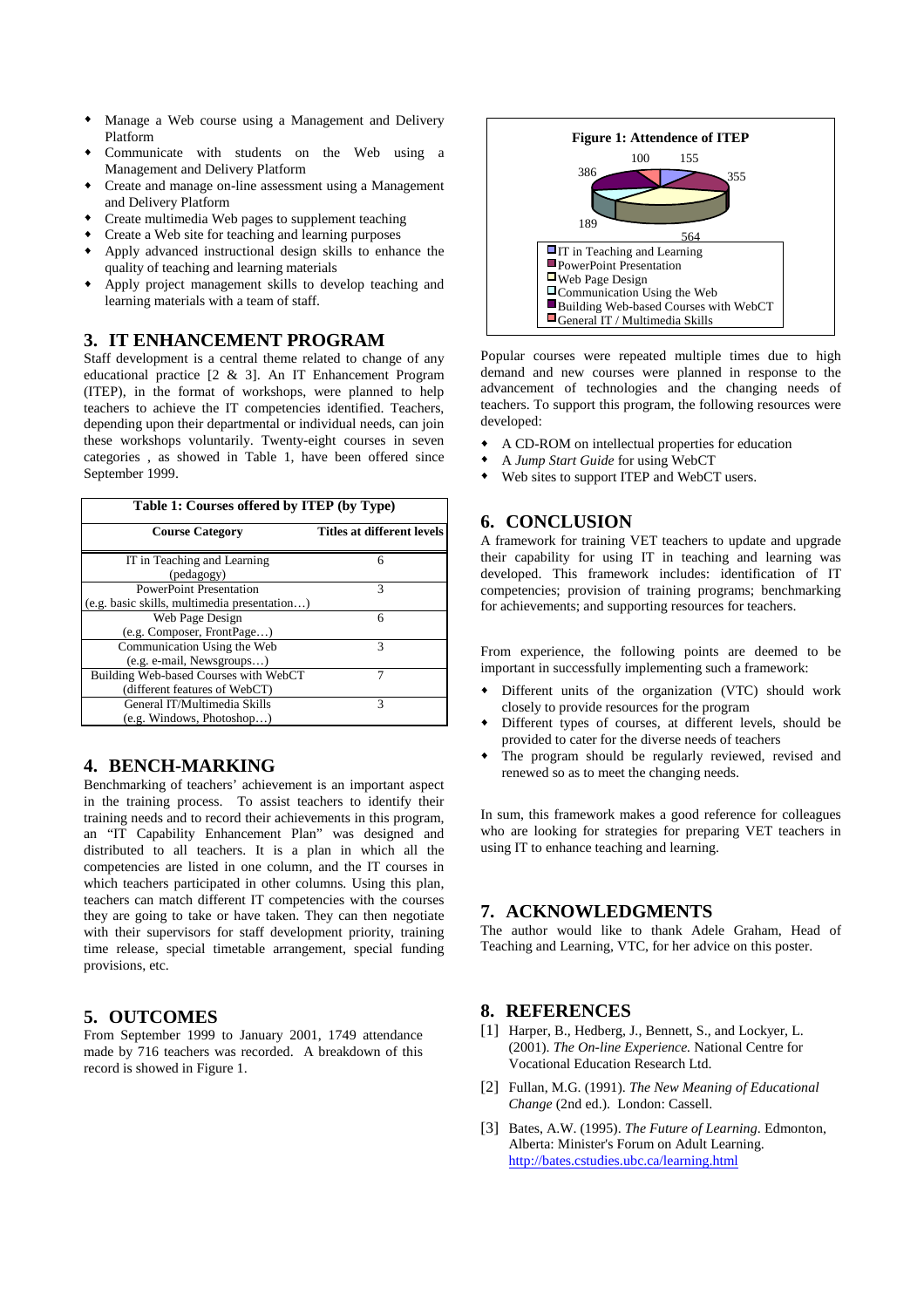- Manage a Web course using a Management and Delivery Platform
- Communicate with students on the Web using a Management and Delivery Platform
- Create and manage on-line assessment using a Management and Delivery Platform
- Create multimedia Web pages to supplement teaching
- Create a Web site for teaching and learning purposes
- Apply advanced instructional design skills to enhance the quality of teaching and learning materials
- Apply project management skills to develop teaching and learning materials with a team of staff.

## 3. IT ENHANCEMENT PROGRAM

Staff development is a central theme related to change of any educational practice [2 & 3]. An IT Enhancement Program (ITEP), in the format of workshops, were planned to help teachers to achieve the IT competencies identified. Teachers, depending upon their departmental or individual needs, can join these workshops voluntarily. Twenty-eight courses in seven categories , as showed in Table 1, have been offered since September 1999.

**Table 1: Courses offered by ITEP (by Type)**

| Course Category | Titles at different levels |
|---|---|
| IT in Teaching and Learning (pedagogy) | 6 |
| PowerPoint Presentation (e.g. basic skills, multimedia presentation…) | 3 |
| Web Page Design (e.g. Composer, FrontPage…) | 6 |
| Communication Using the Web (e.g. e-mail, Newsgroups…) | 3 |
| Building Web-based Courses with WebCT (different features of WebCT) | 7 |
| General IT/Multimedia Skills (e.g. Windows, Photoshop…) | 3 |

## 4. BENCH-MARKING

Benchmarking of teachers' achievement is an important aspect in the training process. To assist teachers to identify their training needs and to record their achievements in this program, an "IT Capability Enhancement Plan" was designed and distributed to all teachers. It is a plan in which all the competencies are listed in one column, and the IT courses in which teachers participated in other columns. Using this plan, teachers can match different IT competencies with the courses they are going to take or have taken. They can then negotiate with their supervisors for staff development priority, training time release, special timetable arrangement, special funding provisions, etc.

## 5. OUTCOMES

From September 1999 to January 2001, 1749 attendance made by 716 teachers was recorded. A breakdown of this record is showed in Figure 1.

**Figure 1: Attendence of ITEP**

100
155
386
355
189
564

IT in Teaching and Learning
PowerPoint Presentation
Web Page Design
Communication Using the Web
Building Web-based Courses with WebCT
General IT / Multimedia Skills

Popular courses were repeated multiple times due to high demand and new courses were planned in response to the advancement of technologies and the changing needs of teachers. To support this program, the following resources were developed:

- A CD-ROM on intellectual properties for education
- A *Jump Start Guide* for using WebCT
- Web sites to support ITEP and WebCT users.

## 6. CONCLUSION

A framework for training VET teachers to update and upgrade their capability for using IT in teaching and learning was developed. This framework includes: identification of IT competencies; provision of training programs; benchmarking for achievements; and supporting resources for teachers.

From experience, the following points are deemed to be important in successfully implementing such a framework:

- Different units of the organization (VTC) should work closely to provide resources for the program
- Different types of courses, at different levels, should be provided to cater for the diverse needs of teachers
- The program should be regularly reviewed, revised and renewed so as to meet the changing needs.

In sum, this framework makes a good reference for colleagues who are looking for strategies for preparing VET teachers in using IT to enhance teaching and learning.

## 7. ACKNOWLEDGMENTS

The author would like to thank Adele Graham, Head of Teaching and Learning, VTC, for her advice on this poster.

## 8. REFERENCES

[1] Harper, B., Hedberg, J., Bennett, S., and Lockyer, L. (2001). *The On-line Experience.* National Centre for Vocational Education Research Ltd.

[2] Fullan, M.G. (1991). *The New Meaning of Educational Change* (2nd ed.). London: Cassell.

[3] Bates, A.W. (1995). *The Future of Learning*. Edmonton, Alberta: Minister's Forum on Adult Learning. http://bates.cstudies.ubc.ca/learning.html